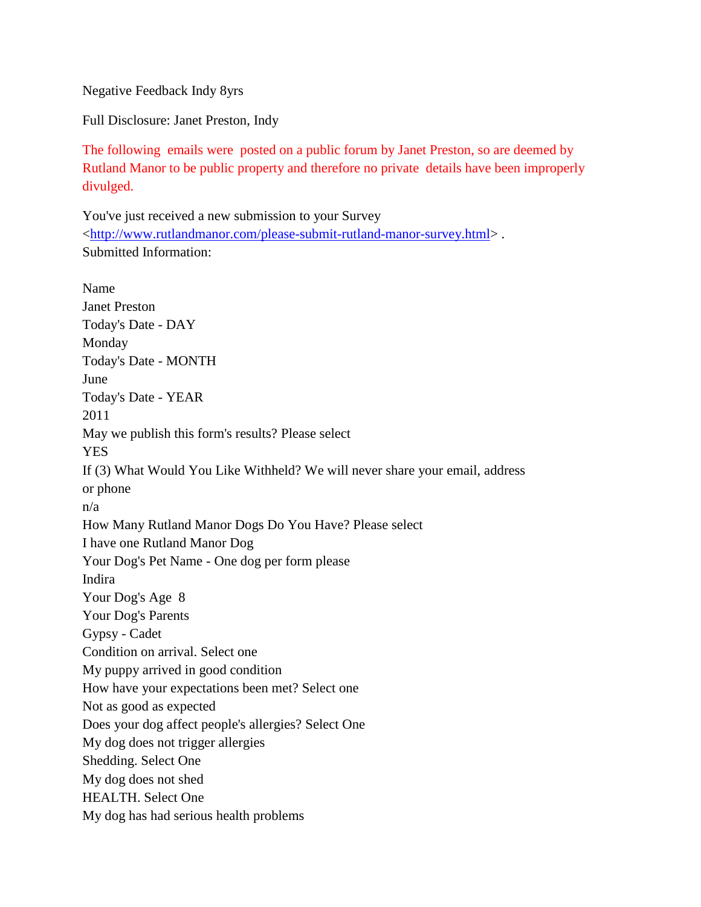Negative Feedback Indy 8yrs

Full Disclosure: Janet Preston, Indy

The following emails were posted on a public forum by Janet Preston, so are deemed by Rutland Manor to be public property and therefore no private details have been improperly divulged.

You've just received a new submission to your Survey <http://www.rutlandmanor.com/please-submit-rutland-manor-survey.html> .
Submitted Information:

Name
Janet Preston
Today's Date - DAY
Monday
Today's Date - MONTH
June
Today's Date - YEAR
2011
May we publish this form's results? Please select
YES
If (3) What Would You Like Withheld? We will never share your email, address or phone
n/a
How Many Rutland Manor Dogs Do You Have? Please select
I have one Rutland Manor Dog
Your Dog's Pet Name - One dog per form please
Indira
Your Dog's Age 8
Your Dog's Parents
Gypsy - Cadet
Condition on arrival. Select one
My puppy arrived in good condition
How have your expectations been met? Select one
Not as good as expected
Does your dog affect people's allergies? Select One
My dog does not trigger allergies
Shedding. Select One
My dog does not shed
HEALTH. Select One
My dog has had serious health problems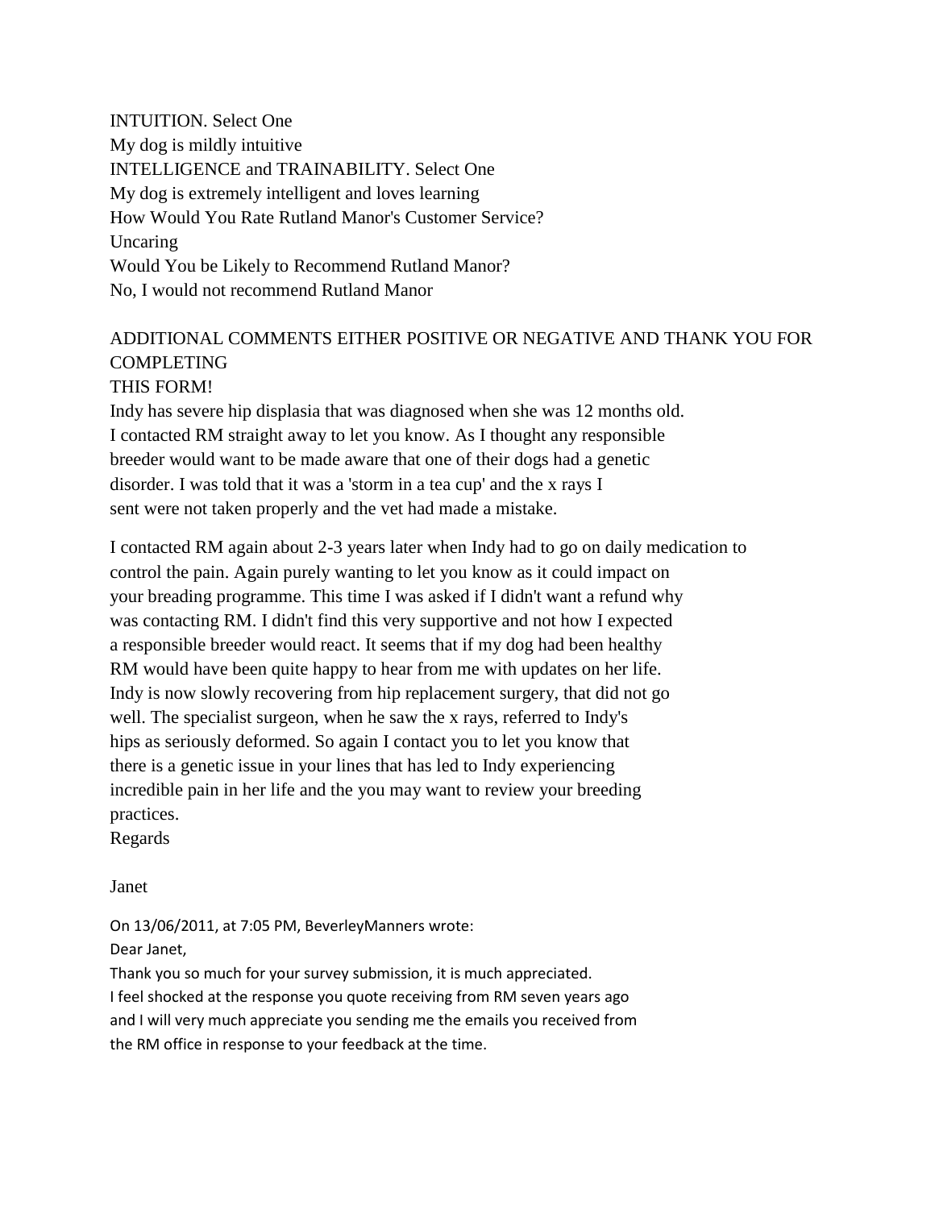INTUITION. Select One
My dog is mildly intuitive
INTELLIGENCE and TRAINABILITY. Select One
My dog is extremely intelligent and loves learning
How Would You Rate Rutland Manor's Customer Service?
Uncaring
Would You be Likely to Recommend Rutland Manor?
No, I would not recommend Rutland Manor

ADDITIONAL COMMENTS EITHER POSITIVE OR NEGATIVE AND THANK YOU FOR COMPLETING
THIS FORM!
Indy has severe hip displasia that was diagnosed when she was 12 months old.
I contacted RM straight away to let you know. As I thought any responsible
breeder would want to be made aware that one of their dogs had a genetic
disorder. I was told that it was a 'storm in a tea cup' and the x rays I
sent were not taken properly and the vet had made a mistake.

I contacted RM again about 2-3 years later when Indy had to go on daily medication to
control the pain. Again purely wanting to let you know as it could impact on
your breading programme. This time I was asked if I didn't want a refund why
was contacting RM. I didn't find this very supportive and not how I expected
a responsible breeder would react. It seems that if my dog had been healthy
RM would have been quite happy to hear from me with updates on her life.
Indy is now slowly recovering from hip replacement surgery, that did not go
well. The specialist surgeon, when he saw the x rays, referred to Indy's
hips as seriously deformed. So again I contact you to let you know that
there is a genetic issue in your lines that has led to Indy experiencing
incredible pain in her life and the you may want to review your breeding
practices.
Regards

Janet

On 13/06/2011, at 7:05 PM, BeverleyManners wrote:
Dear Janet,
Thank you so much for your survey submission, it is much appreciated.
I feel shocked at the response you quote receiving from RM seven years ago
and I will very much appreciate you sending me the emails you received from
the RM office in response to your feedback at the time.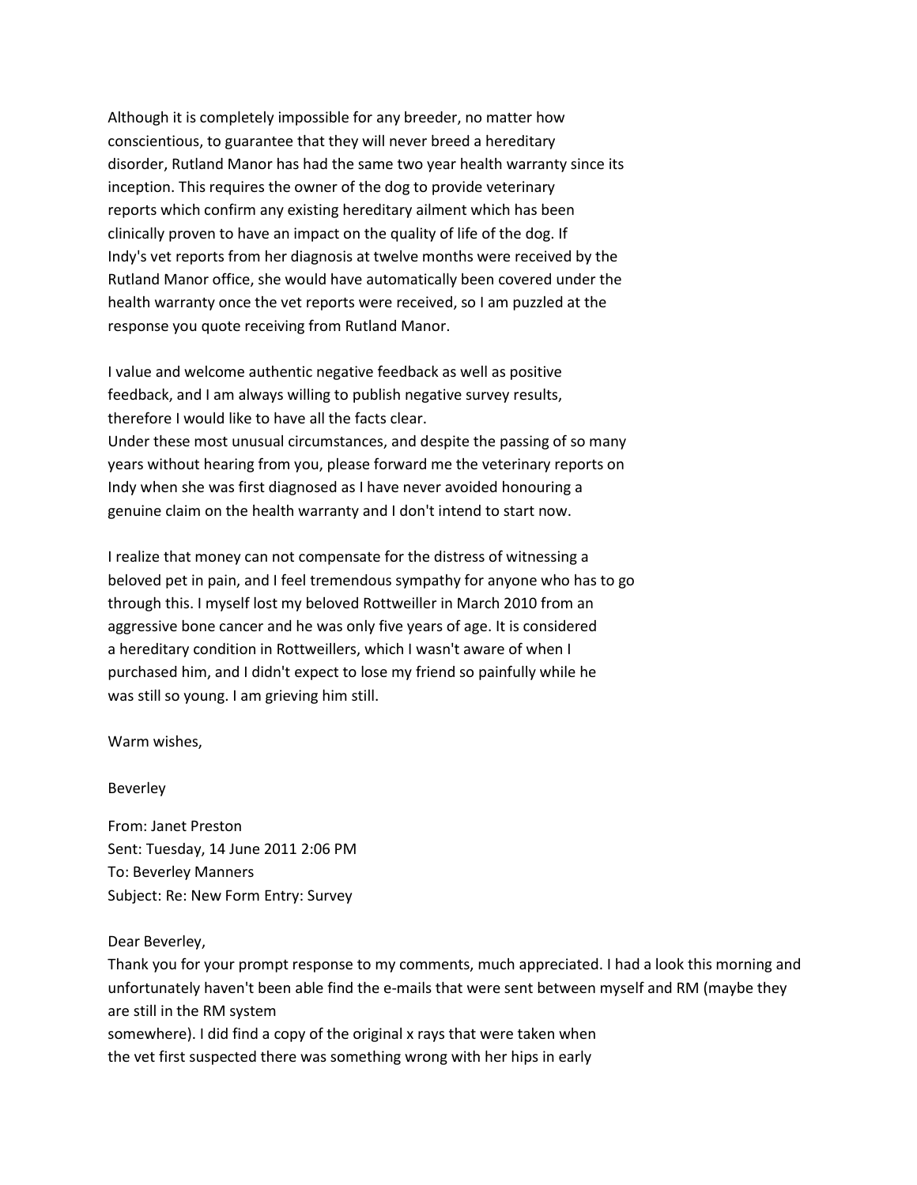Although it is completely impossible for any breeder, no matter how conscientious, to guarantee that they will never breed a hereditary disorder, Rutland Manor has had the same two year health warranty since its inception. This requires the owner of the dog to provide veterinary reports which confirm any existing hereditary ailment which has been clinically proven to have an impact on the quality of life of the dog. If Indy's vet reports from her diagnosis at twelve months were received by the Rutland Manor office, she would have automatically been covered under the health warranty once the vet reports were received, so I am puzzled at the response you quote receiving from Rutland Manor.

I value and welcome authentic negative feedback as well as positive feedback, and I am always willing to publish negative survey results, therefore I would like to have all the facts clear.
Under these most unusual circumstances, and despite the passing of so many years without hearing from you, please forward me the veterinary reports on Indy when she was first diagnosed as I have never avoided honouring a genuine claim on the health warranty and I don't intend to start now.

I realize that money can not compensate for the distress of witnessing a beloved pet in pain, and I feel tremendous sympathy for anyone who has to go through this. I myself lost my beloved Rottweiller in March 2010 from an aggressive bone cancer and he was only five years of age. It is considered a hereditary condition in Rottweillers, which I wasn't aware of when I purchased him, and I didn't expect to lose my friend so painfully while he was still so young. I am grieving him still.

Warm wishes,

Beverley

From: Janet Preston
Sent: Tuesday, 14 June 2011 2:06 PM
To: Beverley Manners
Subject: Re: New Form Entry: Survey

Dear Beverley,
Thank you for your prompt response to my comments, much appreciated. I had a look this morning and unfortunately haven't been able find the e-mails that were sent between myself and RM (maybe they are still in the RM system
somewhere). I did find a copy of the original x rays that were taken when the vet first suspected there was something wrong with her hips in early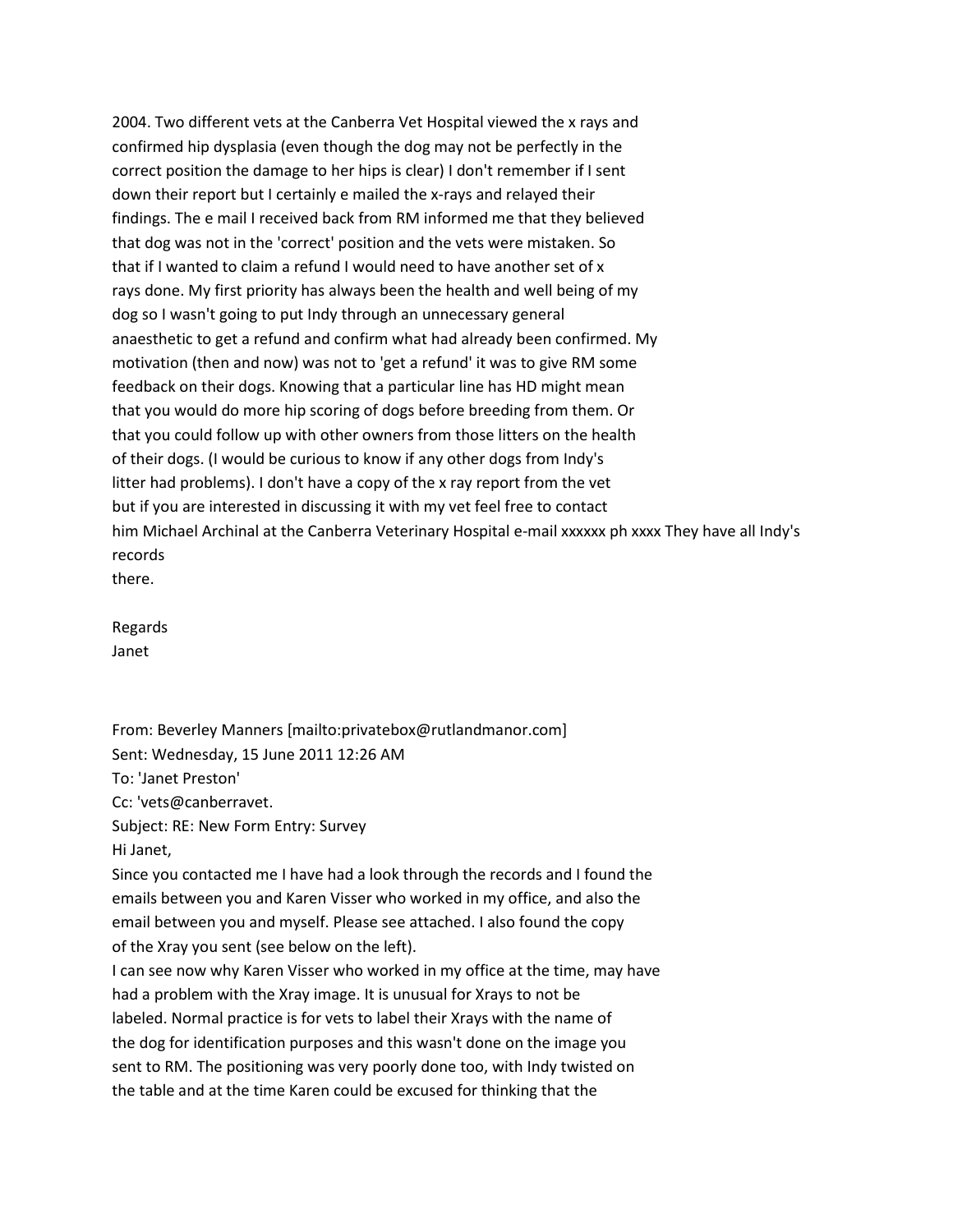2004. Two different vets at the Canberra Vet Hospital viewed the x rays and confirmed hip dysplasia (even though the dog may not be perfectly in the correct position the damage to her hips is clear) I don't remember if I sent down their report but I certainly e mailed the x-rays and relayed their findings. The e mail I received back from RM informed me that they believed that dog was not in the 'correct' position and the vets were mistaken. So that if I wanted to claim a refund I would need to have another set of x rays done. My first priority has always been the health and well being of my dog so I wasn't going to put Indy through an unnecessary general anaesthetic to get a refund and confirm what had already been confirmed. My motivation (then and now) was not to 'get a refund' it was to give RM some feedback on their dogs. Knowing that a particular line has HD might mean that you would do more hip scoring of dogs before breeding from them. Or that you could follow up with other owners from those litters on the health of their dogs. (I would be curious to know if any other dogs from Indy's litter had problems). I don't have a copy of the x ray report from the vet but if you are interested in discussing it with my vet feel free to contact him Michael Archinal at the Canberra Veterinary Hospital e-mail xxxxxx ph xxxx They have all Indy's records
there.

Regards
Janet

From: Beverley Manners [mailto:privatebox@rutlandmanor.com]
Sent: Wednesday, 15 June 2011 12:26 AM
To: 'Janet Preston'
Cc: 'vets@canberravet.
Subject: RE: New Form Entry: Survey
Hi Janet,
Since you contacted me I have had a look through the records and I found the emails between you and Karen Visser who worked in my office, and also the email between you and myself. Please see attached. I also found the copy of the Xray you sent (see below on the left).
I can see now why Karen Visser who worked in my office at the time, may have had a problem with the Xray image. It is unusual for Xrays to not be labeled. Normal practice is for vets to label their Xrays with the name of the dog for identification purposes and this wasn't done on the image you sent to RM. The positioning was very poorly done too, with Indy twisted on the table and at the time Karen could be excused for thinking that the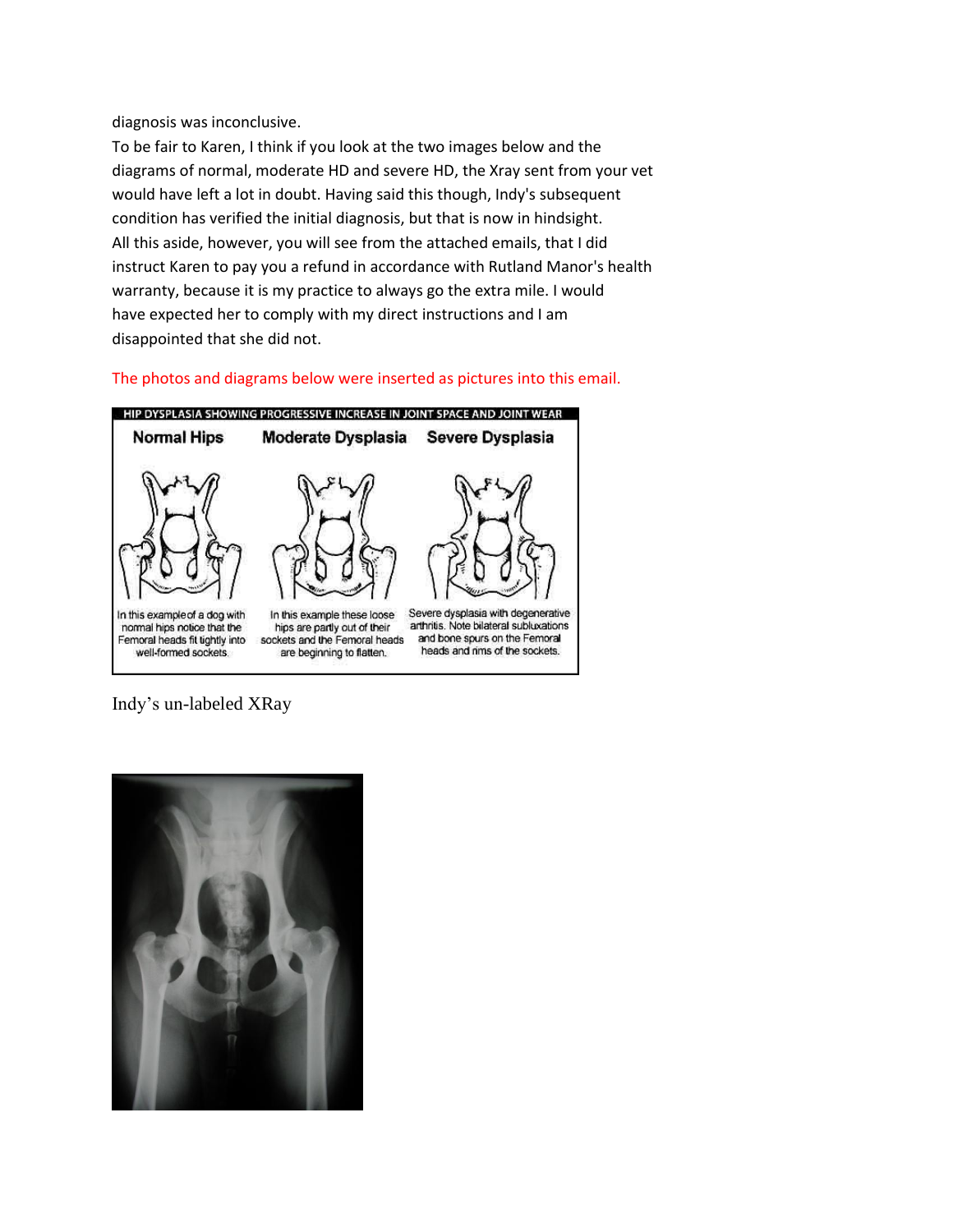diagnosis was inconclusive.

To be fair to Karen, I think if you look at the two images below and the diagrams of normal, moderate HD and severe HD, the Xray sent from your vet would have left a lot in doubt. Having said this though, Indy's subsequent condition has verified the initial diagnosis, but that is now in hindsight.

All this aside, however, you will see from the attached emails, that I did instruct Karen to pay you a refund in accordance with Rutland Manor's health warranty, because it is my practice to always go the extra mile. I would have expected her to comply with my direct instructions and I am disappointed that she did not.

The photos and diagrams below were inserted as pictures into this email.

HIP DYSPLASIA SHOWING PROGRESSIVE INCREASE IN JOINT SPACE AND JOINT WEAR

| Normal Hips | Moderate Dysplasia | Severe Dysplasia |
| --- | --- | --- |
| In this example of a dog with normal hips notice that the Femoral heads fit tightly into well-formed sockets. | In this example these loose hips are partly out of their sockets and the Femoral heads are beginning to flatten. | Severe dysplasia with degenerative arthritis. Note bilateral subluxations and bone spurs on the Femoral heads and rims of the sockets. |

Indy's un-labeled XRay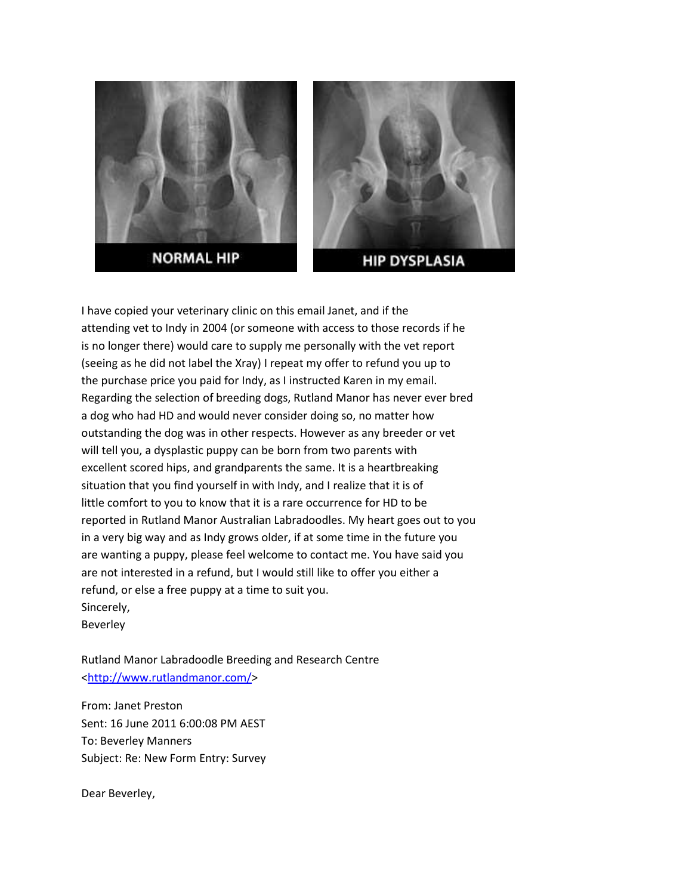NORMAL HIP

HIP DYSPLASIA

I have copied your veterinary clinic on this email Janet, and if the attending vet to Indy in 2004 (or someone with access to those records if he is no longer there) would care to supply me personally with the vet report (seeing as he did not label the Xray) I repeat my offer to refund you up to the purchase price you paid for Indy, as I instructed Karen in my email. Regarding the selection of breeding dogs, Rutland Manor has never ever bred a dog who had HD and would never consider doing so, no matter how outstanding the dog was in other respects. However as any breeder or vet will tell you, a dysplastic puppy can be born from two parents with excellent scored hips, and grandparents the same. It is a heartbreaking situation that you find yourself in with Indy, and I realize that it is of little comfort to you to know that it is a rare occurrence for HD to be reported in Rutland Manor Australian Labradoodles. My heart goes out to you in a very big way and as Indy grows older, if at some time in the future you are wanting a puppy, please feel welcome to contact me. You have said you are not interested in a refund, but I would still like to offer you either a refund, or else a free puppy at a time to suit you.

Sincerely,
Beverley

Rutland Manor Labradoodle Breeding and Research Centre
<http://www.rutlandmanor.com/>

From: Janet Preston
Sent: 16 June 2011 6:00:08 PM AEST
To: Beverley Manners
Subject: Re: New Form Entry: Survey

Dear Beverley,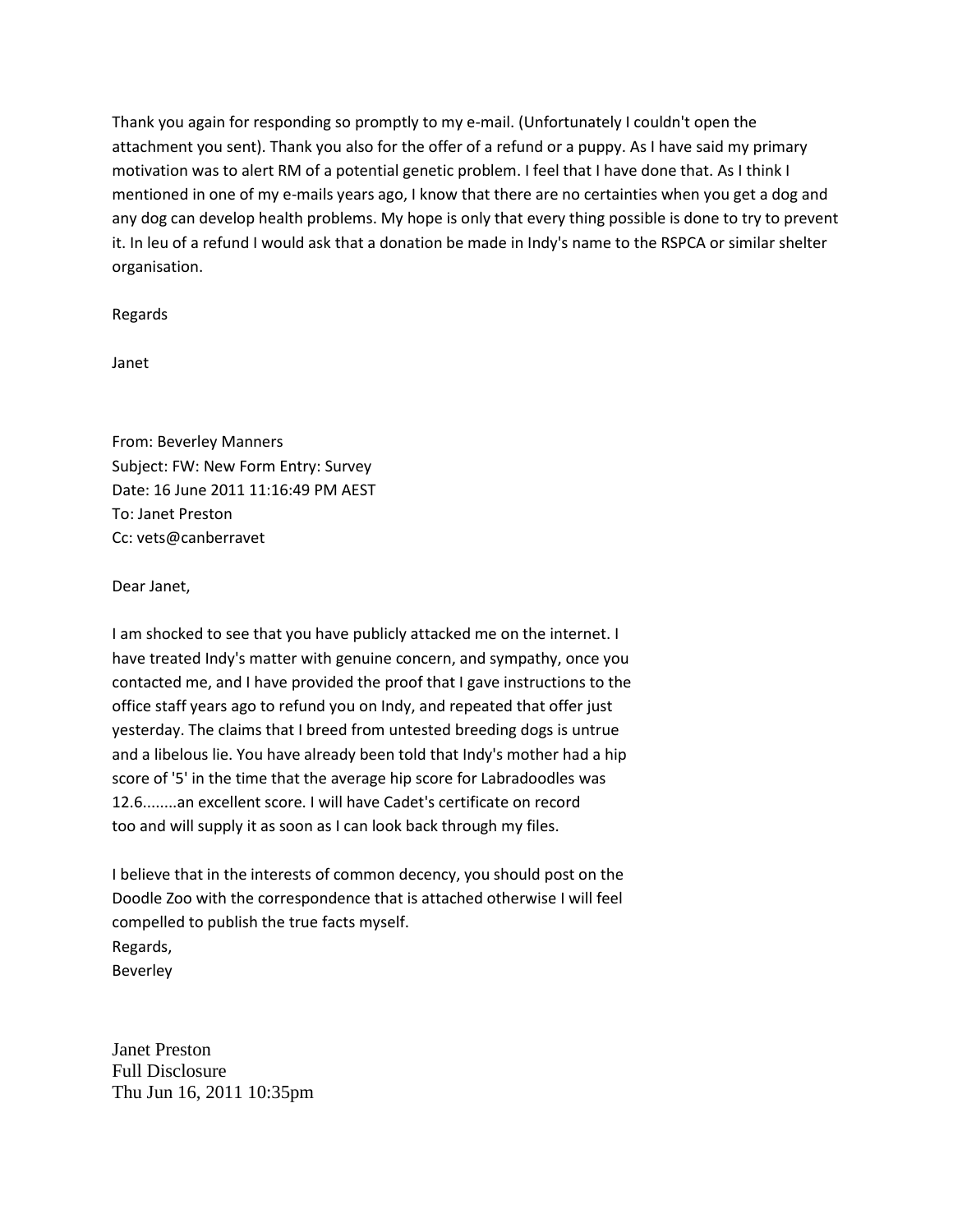Thank you again for responding so promptly to my e-mail. (Unfortunately I couldn't open the attachment you sent). Thank you also for the offer of a refund or a puppy. As I have said my primary motivation was to alert RM of a potential genetic problem. I feel that I have done that. As I think I mentioned in one of my e-mails years ago, I know that there are no certainties when you get a dog and any dog can develop health problems. My hope is only that every thing possible is done to try to prevent it. In leu of a refund I would ask that a donation be made in Indy's name to the RSPCA or similar shelter organisation.

Regards

Janet

From: Beverley Manners
Subject: FW: New Form Entry: Survey
Date: 16 June 2011 11:16:49 PM AEST
To: Janet Preston
Cc: vets@canberravet

Dear Janet,

I am shocked to see that you have publicly attacked me on the internet. I have treated Indy's matter with genuine concern, and sympathy, once you contacted me, and I have provided the proof that I gave instructions to the office staff years ago to refund you on Indy, and repeated that offer just yesterday. The claims that I breed from untested breeding dogs is untrue and a libelous lie. You have already been told that Indy's mother had a hip score of '5' in the time that the average hip score for Labradoodles was 12.6........an excellent score. I will have Cadet's certificate on record too and will supply it as soon as I can look back through my files.

I believe that in the interests of common decency, you should post on the Doodle Zoo with the correspondence that is attached otherwise I will feel compelled to publish the true facts myself.
Regards,
Beverley

Janet Preston
Full Disclosure
Thu Jun 16, 2011 10:35pm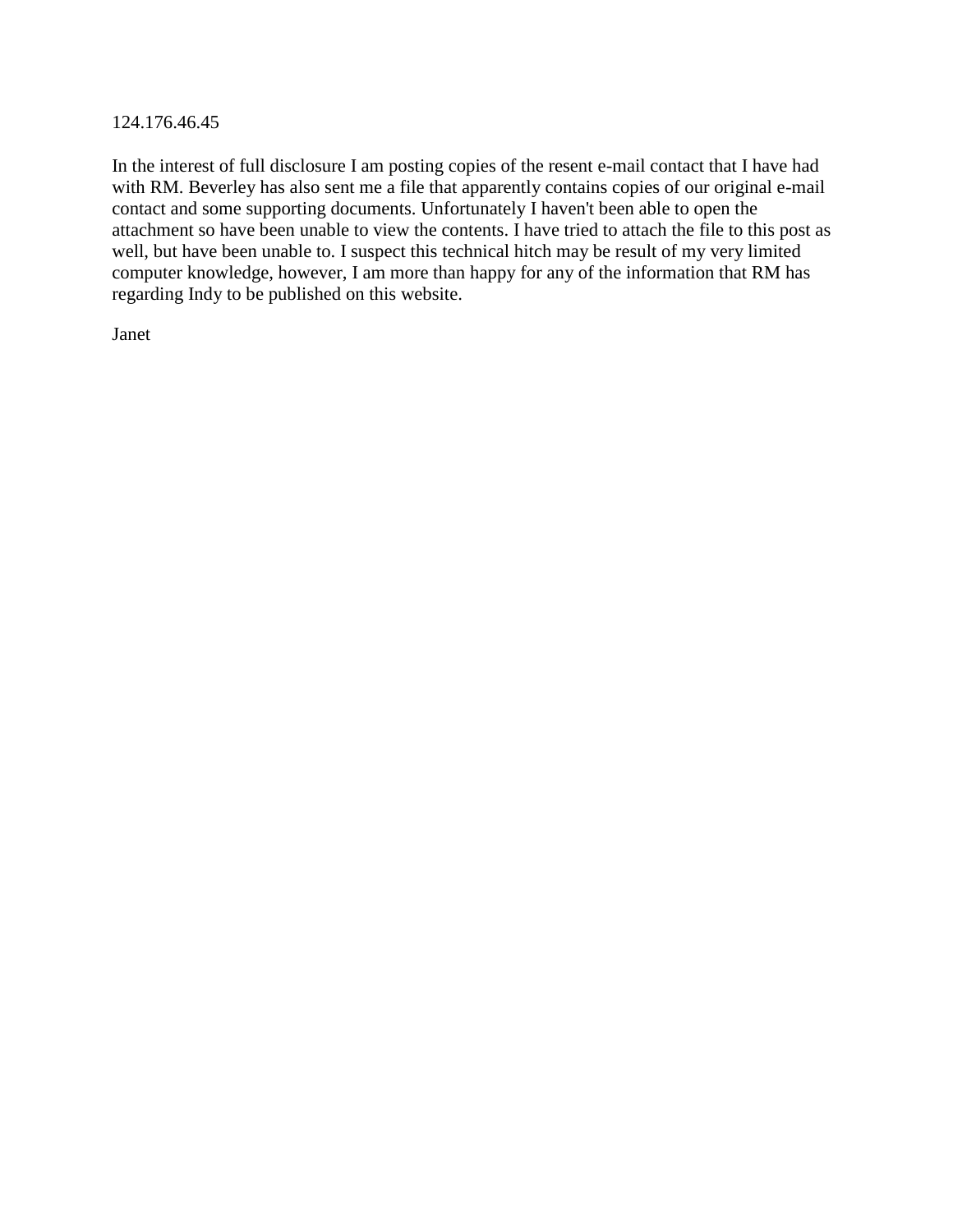124.176.46.45

In the interest of full disclosure I am posting copies of the resent e-mail contact that I have had with RM. Beverley has also sent me a file that apparently contains copies of our original e-mail contact and some supporting documents. Unfortunately I haven't been able to open the attachment so have been unable to view the contents. I have tried to attach the file to this post as well, but have been unable to. I suspect this technical hitch may be result of my very limited computer knowledge, however, I am more than happy for any of the information that RM has regarding Indy to be published on this website.

Janet